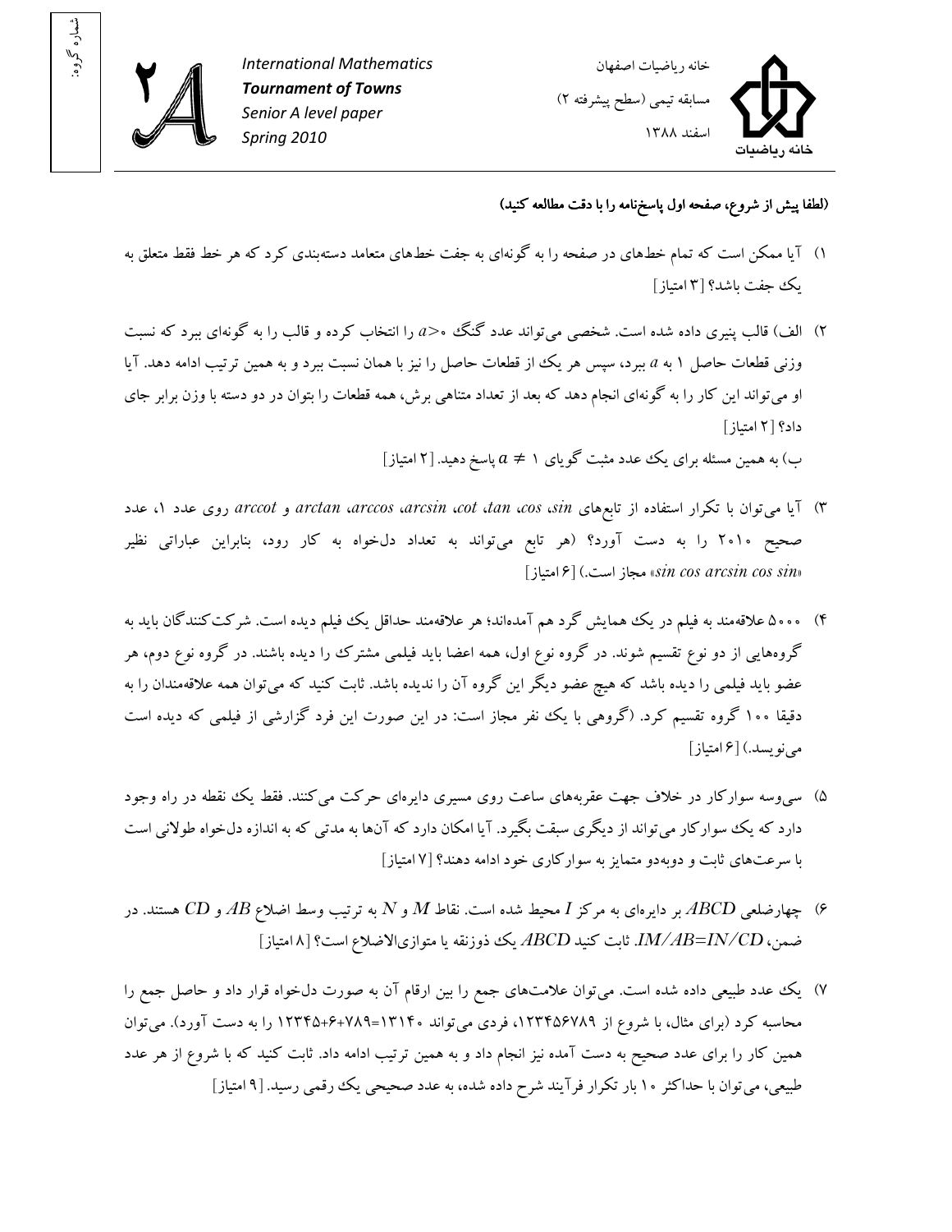شماره گروه:

**International Mathematics Tournament of Towns**
*Senior A level paper*
*Spring 2010*

خانه ریاضیات اصفهان
مسابقه تیمی (سطح پیشرفته ۲)
اسفند ۱۳۸۸

**(لطفا پیش از شروع، صفحه اول پاسخ‌نامه را با دقت مطالعه کنید)**

۱) آیا ممکن است که تمام خط‌های در صفحه را به گونه‌ای به جفت خط‌های متعامد دسته‌بندی کرد که هر خط فقط متعلق به یک جفت باشد؟ [۳ امتیاز]

۲) الف) قالب پنیری داده شده است. شخصی می‌تواند عدد گنگ $a>0$ را انتخاب کرده و قالب را به گونه‌ای ببرد که نسبت وزنی قطعات حاصل ۱ به $a$ ببرد، سپس هر یک از قطعات حاصل را نیز با همان نسبت ببرد و به همین ترتیب ادامه دهد. آیا او می‌تواند این کار را به گونه‌ای انجام دهد که بعد از تعداد متناهی برش، همه قطعات را بتوان در دو دسته با وزن برابر جای داد؟ [۲ امتیاز]

ب) به همین مسئله برای یک عدد مثبت گویای $a \neq 1$ پاسخ دهید. [۲ امتیاز]

۳) آیا می‌توان با تکرار استفاده از تابع‌های *sin*، *cos*، *tan*، *cot*، *arcsin*، *arccos*، *arctan* و *arccot* روی عدد ۱، عدد صحیح ۲۰۱۰ را به دست آورد؟ (هر تابع می‌تواند به تعداد دل‌خواه به کار رود، بنابراین عباراتی نظیر «*sin cos arcsin cos sin*» مجاز است.) [۶ امتیاز]

۴) ۵۰۰۰ علاقه‌مند به فیلم در یک همایش گرد هم آمده‌اند؛ هر علاقه‌مند حداقل یک فیلم دیده است. شرکت‌کنندگان باید به گروه‌هایی از دو نوع تقسیم شوند. در گروه نوع اول، همه اعضا باید فیلمی مشترک را دیده باشند. در گروه نوع دوم، هر عضو باید فیلمی را دیده باشد که هیچ عضو دیگر این گروه آن را ندیده باشد. ثابت کنید که می‌توان همه علاقه‌مندان را به دقیقا ۱۰۰ گروه تقسیم کرد. (گروهی با یک نفر مجاز است: در این صورت این فرد گزارشی از فیلمی که دیده است می‌نویسد.) [۶ امتیاز]

۵) سی‌وسه سوارکار در خلاف جهت عقربه‌های ساعت روی مسیری دایره‌ای حرکت می‌کنند. فقط یک نقطه در راه وجود دارد که یک سوارکار می‌تواند از دیگری سبقت بگیرد. آیا امکان دارد که آن‌ها به مدتی که به اندازه دل‌خواه طولانی است با سرعت‌های ثابت و دوبه‌دو متمایز به سوارکاری خود ادامه دهند؟ [۷ امتیاز]

۶) چهارضلعی $ABCD$ بر دایره‌ای به مرکز $I$ محیط شده است. نقاط $M$ و $N$ به ترتیب وسط اضلاع $AB$ و $CD$ هستند. در ضمن، $IM/AB=IN/CD$. ثابت کنید $ABCD$ یک ذوزنقه یا متوازی‌الاضلاع است؟ [۸ امتیاز]

۷) یک عدد طبیعی داده شده است. می‌توان علامت‌های جمع را بین ارقام آن به صورت دل‌خواه قرار داد و حاصل جمع را محاسبه کرد (برای مثال، با شروع از ۱۲۳۴۵۶۷۸۹، فردی می‌تواند ۱۳۱۴۰=۷۸۹+۶+۱۲۳۴۵ را به دست آورد). می‌توان همین کار را برای عدد صحیح به دست آمده نیز انجام داد و به همین ترتیب ادامه داد. ثابت کنید که با شروع از هر عدد طبیعی، می‌توان با حداکثر ۱۰ بار تکرار فرآیند شرح داده شده، به عدد صحیحی یک رقمی رسید. [۹ امتیاز]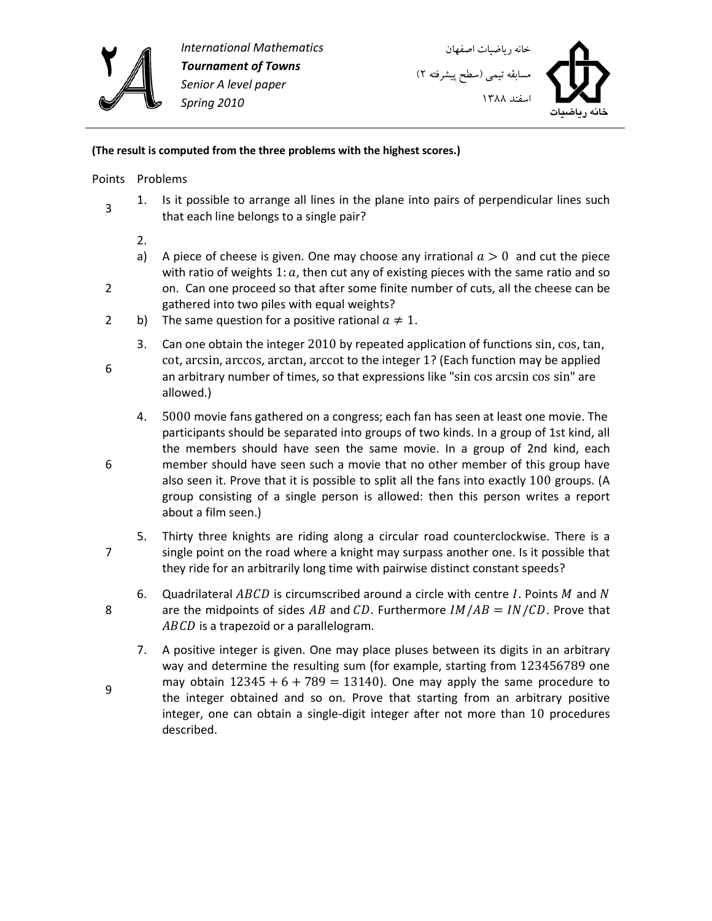*International Mathematics*
***Tournament of Towns***
*Senior A level paper*
*Spring 2010*

خانه ریاضیات اصفهان

مسابقه تیمی (سطح پیشرفته ۲)

اسفند ۱۳۸۸

**(The result is computed from the three problems with the highest scores.)**

| Points | Problems |
| --- | --- |
| 3 | 1. Is it possible to arrange all lines in the plane into pairs of perpendicular lines such that each line belongs to a single pair? |
| | 2. |
| 2 | a) A piece of cheese is given. One may choose any irrational $a > 0$ and cut the piece with ratio of weights $1:a$, then cut any of existing pieces with the same ratio and so on. Can one proceed so that after some finite number of cuts, all the cheese can be gathered into two piles with equal weights? |
| 2 | b) The same question for a positive rational $a \neq 1$. |
| 6 | 3. Can one obtain the integer $2010$ by repeated application of functions sin, cos, tan, cot, arcsin, arccos, arctan, arccot to the integer $1$? (Each function may be applied an arbitrary number of times, so that expressions like "sin cos arcsin cos sin" are allowed.) |
| 6 | 4. $5000$ movie fans gathered on a congress; each fan has seen at least one movie. The participants should be separated into groups of two kinds. In a group of 1st kind, all the members should have seen the same movie. In a group of 2nd kind, each member should have seen such a movie that no other member of this group have also seen it. Prove that it is possible to split all the fans into exactly $100$ groups. (A group consisting of a single person is allowed: then this person writes a report about a film seen.) |
| 7 | 5. Thirty three knights are riding along a circular road counterclockwise. There is a single point on the road where a knight may surpass another one. Is it possible that they ride for an arbitrarily long time with pairwise distinct constant speeds? |
| 8 | 6. Quadrilateral $ABCD$ is circumscribed around a circle with centre $I$. Points $M$ and $N$ are the midpoints of sides $AB$ and $CD$. Furthermore $IM/AB = IN/CD$. Prove that $ABCD$ is a trapezoid or a parallelogram. |
| 9 | 7. A positive integer is given. One may place pluses between its digits in an arbitrary way and determine the resulting sum (for example, starting from $123456789$ one may obtain $12345 + 6 + 789 = 13140$). One may apply the same procedure to the integer obtained and so on. Prove that starting from an arbitrary positive integer, one can obtain a single-digit integer after not more than $10$ procedures described. |